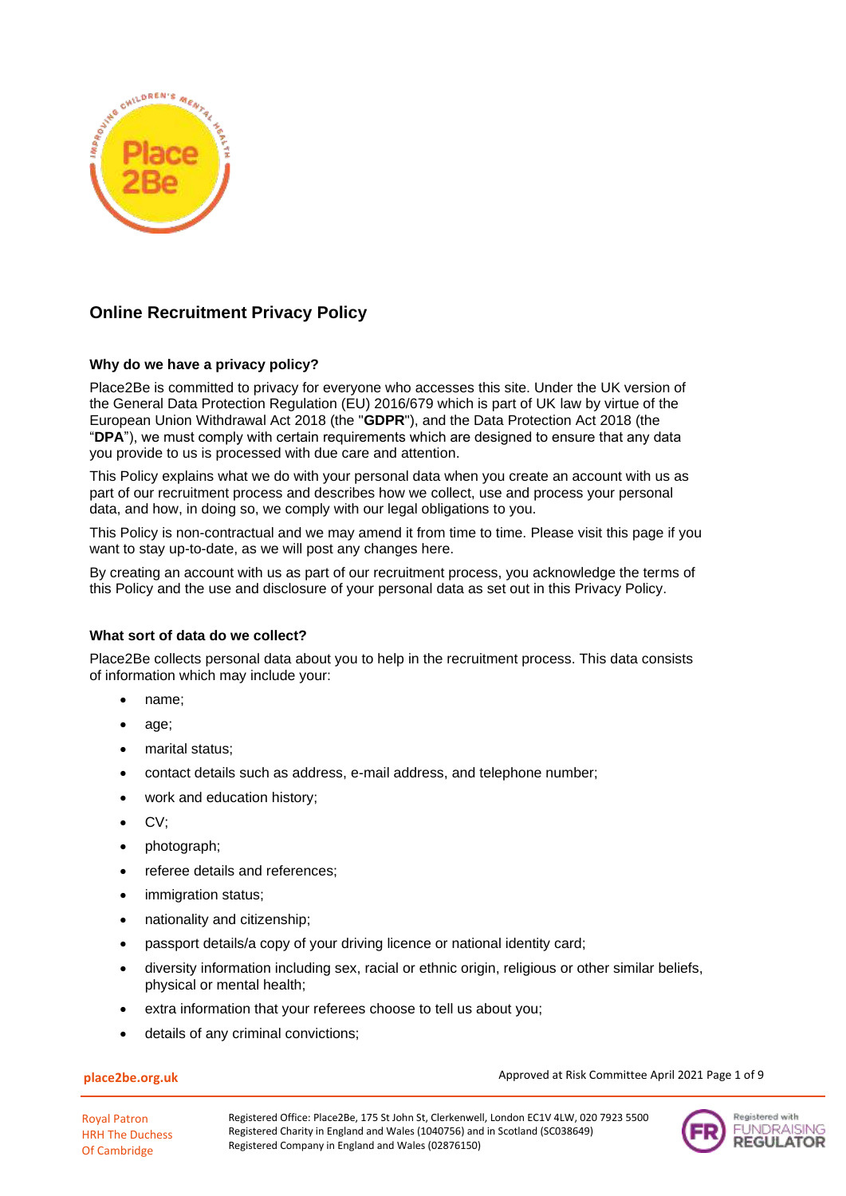## Online Recruitment Privacy Policy

### Why do we have a privacy policy?

Place2Be is committed to privacy for everyone who accesses this site. Under the UK version of the General Data Protection Regulation (EU) 2016/679 which is part of UK law by virtue of the European Union Withdrawal Act 2018 (the "**GDPR**"), and the Data Protection Act 2018 (the "**DPA**"), we must comply with certain requirements which are designed to ensure that any data you provide to us is processed with due care and attention.

This Policy explains what we do with your personal data when you create an account with us as part of our recruitment process and describes how we collect, use and process your personal data, and how, in doing so, we comply with our legal obligations to you.

This Policy is non-contractual and we may amend it from time to time. Please visit this page if you want to stay up-to-date, as we will post any changes here.

By creating an account with us as part of our recruitment process, you acknowledge the terms of this Policy and the use and disclosure of your personal data as set out in this Privacy Policy.

### What sort of data do we collect?

Place2Be collects personal data about you to help in the recruitment process. This data consists of information which may include your:

- name;
- age;
- marital status;
- contact details such as address, e-mail address, and telephone number;
- work and education history;
- CV;
- photograph;
- referee details and references;
- immigration status;
- nationality and citizenship;
- passport details/a copy of your driving licence or national identity card;
- diversity information including sex, racial or ethnic origin, religious or other similar beliefs, physical or mental health;
- extra information that your referees choose to tell us about you;
- details of any criminal convictions;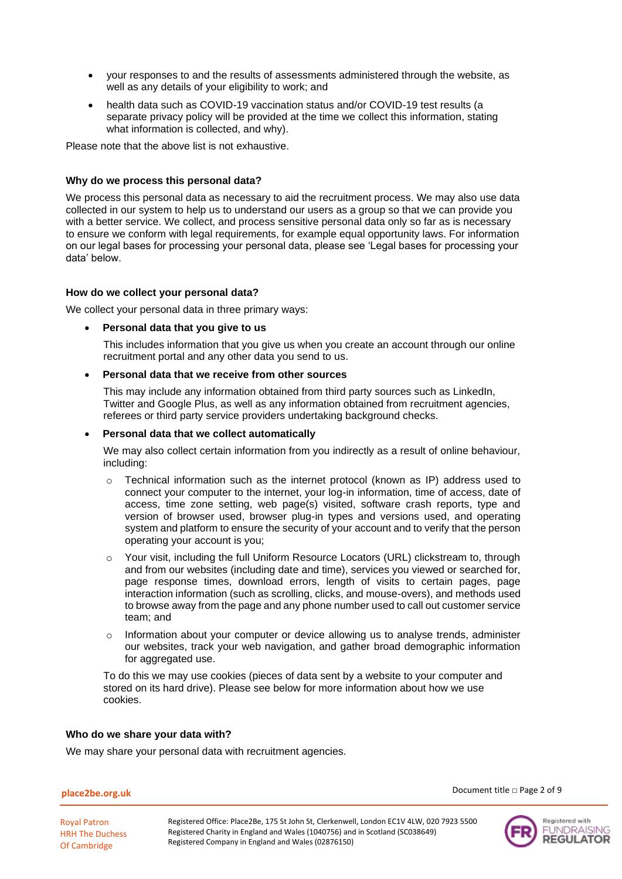- your responses to and the results of assessments administered through the website, as well as any details of your eligibility to work; and
- health data such as COVID-19 vaccination status and/or COVID-19 test results (a separate privacy policy will be provided at the time we collect this information, stating what information is collected, and why).

Please note that the above list is not exhaustive.

### Why do we process this personal data?

We process this personal data as necessary to aid the recruitment process. We may also use data collected in our system to help us to understand our users as a group so that we can provide you with a better service. We collect, and process sensitive personal data only so far as is necessary to ensure we conform with legal requirements, for example equal opportunity laws. For information on our legal bases for processing your personal data, please see 'Legal bases for processing your data' below.

### How do we collect your personal data?

We collect your personal data in three primary ways:

- **Personal data that you give to us**

  This includes information that you give us when you create an account through our online recruitment portal and any other data you send to us.

- **Personal data that we receive from other sources**

  This may include any information obtained from third party sources such as LinkedIn, Twitter and Google Plus, as well as any information obtained from recruitment agencies, referees or third party service providers undertaking background checks.

- **Personal data that we collect automatically**

  We may also collect certain information from you indirectly as a result of online behaviour, including:

  - Technical information such as the internet protocol (known as IP) address used to connect your computer to the internet, your log-in information, time of access, date of access, time zone setting, web page(s) visited, software crash reports, type and version of browser used, browser plug-in types and versions used, and operating system and platform to ensure the security of your account and to verify that the person operating your account is you;
  - Your visit, including the full Uniform Resource Locators (URL) clickstream to, through and from our websites (including date and time), services you viewed or searched for, page response times, download errors, length of visits to certain pages, page interaction information (such as scrolling, clicks, and mouse-overs), and methods used to browse away from the page and any phone number used to call out customer service team; and
  - Information about your computer or device allowing us to analyse trends, administer our websites, track your web navigation, and gather broad demographic information for aggregated use.

  To do this we may use cookies (pieces of data sent by a website to your computer and stored on its hard drive). Please see below for more information about how we use cookies.

### Who do we share your data with?

We may share your personal data with recruitment agencies.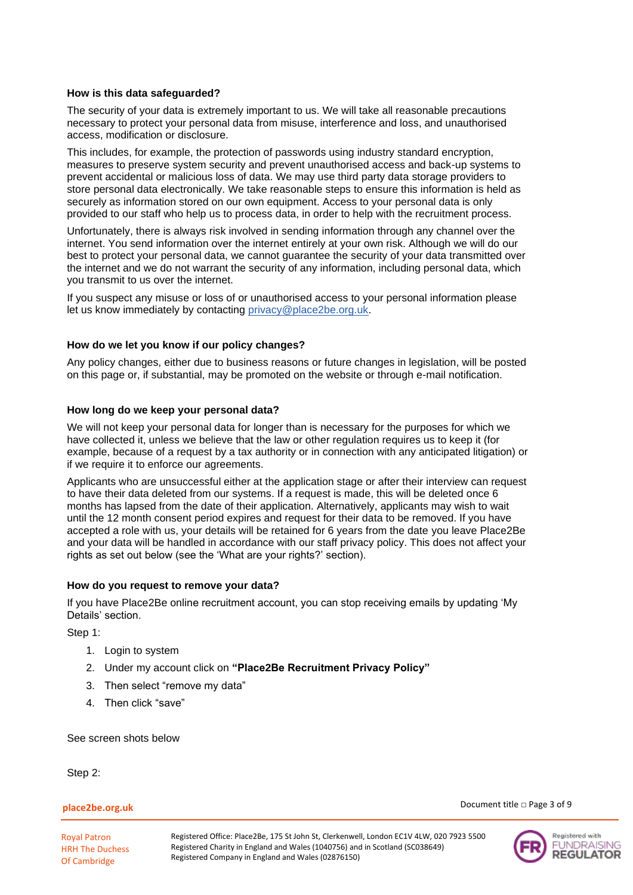### How is this data safeguarded?

The security of your data is extremely important to us. We will take all reasonable precautions necessary to protect your personal data from misuse, interference and loss, and unauthorised access, modification or disclosure.

This includes, for example, the protection of passwords using industry standard encryption, measures to preserve system security and prevent unauthorised access and back-up systems to prevent accidental or malicious loss of data. We may use third party data storage providers to store personal data electronically. We take reasonable steps to ensure this information is held as securely as information stored on our own equipment. Access to your personal data is only provided to our staff who help us to process data, in order to help with the recruitment process.

Unfortunately, there is always risk involved in sending information through any channel over the internet. You send information over the internet entirely at your own risk. Although we will do our best to protect your personal data, we cannot guarantee the security of your data transmitted over the internet and we do not warrant the security of any information, including personal data, which you transmit to us over the internet.

If you suspect any misuse or loss of or unauthorised access to your personal information please let us know immediately by contacting privacy@place2be.org.uk.

### How do we let you know if our policy changes?

Any policy changes, either due to business reasons or future changes in legislation, will be posted on this page or, if substantial, may be promoted on the website or through e-mail notification.

### How long do we keep your personal data?

We will not keep your personal data for longer than is necessary for the purposes for which we have collected it, unless we believe that the law or other regulation requires us to keep it (for example, because of a request by a tax authority or in connection with any anticipated litigation) or if we require it to enforce our agreements.

Applicants who are unsuccessful either at the application stage or after their interview can request to have their data deleted from our systems. If a request is made, this will be deleted once 6 months has lapsed from the date of their application. Alternatively, applicants may wish to wait until the 12 month consent period expires and request for their data to be removed. If you have accepted a role with us, your details will be retained for 6 years from the date you leave Place2Be and your data will be handled in accordance with our staff privacy policy. This does not affect your rights as set out below (see the 'What are your rights?' section).

### How do you request to remove your data?

If you have Place2Be online recruitment account, you can stop receiving emails by updating 'My Details' section.

Step 1:

1. Login to system
2. Under my account click on **"Place2Be Recruitment Privacy Policy"**
3. Then select "remove my data"
4. Then click "save"

See screen shots below

Step 2: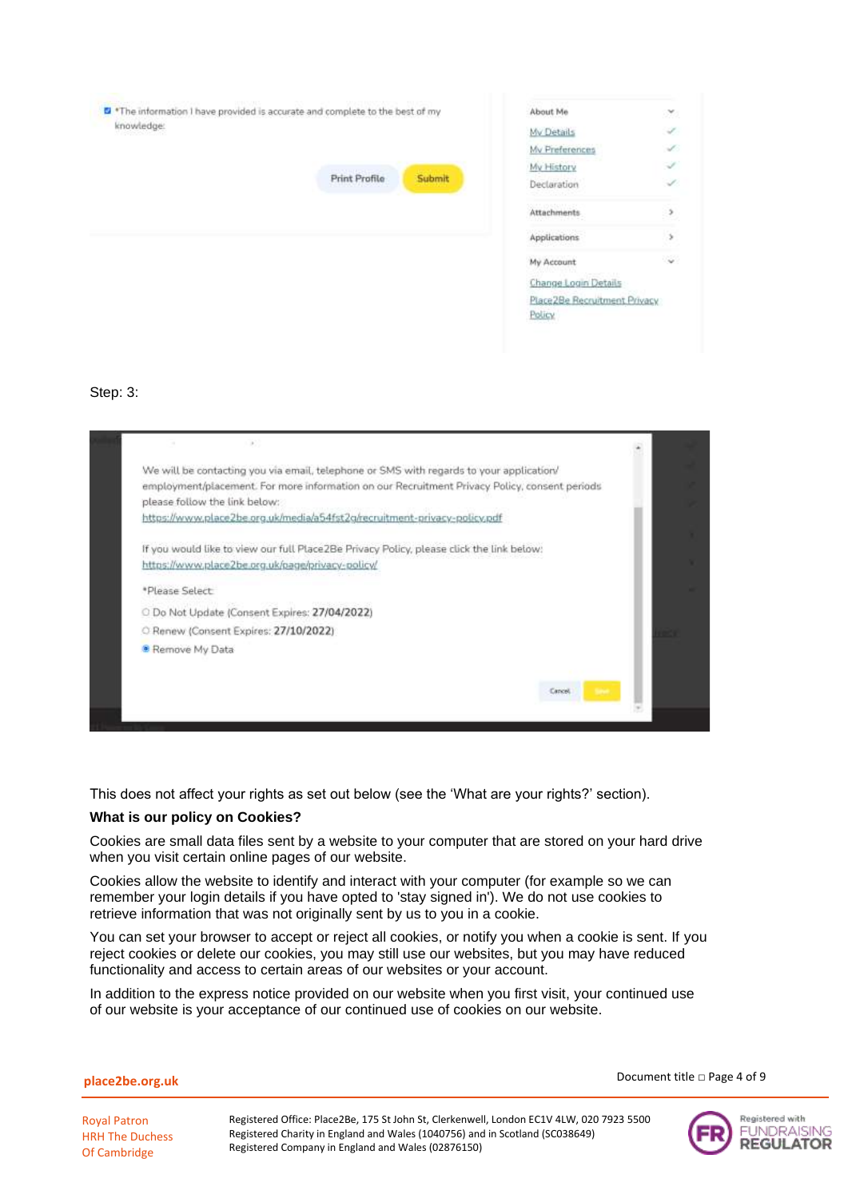☑ *The information I have provided is accurate and complete to the best of my knowledge:

Print Profile | Submit

About Me
- My Details
- My Preferences
- My History
- Declaration

Attachments

Applications

My Account
- Change Login Details
- Place2Be Recruitment Privacy Policy

Step: 3:

We will be contacting you via email, telephone or SMS with regards to your application/ employment/placement. For more information on our Recruitment Privacy Policy, consent periods please follow the link below:
https://www.place2be.org.uk/media/a54fst2g/recruitment-privacy-policy.pdf

If you would like to view our full Place2Be Privacy Policy, please click the link below:
https://www.place2be.org.uk/page/privacy-policy/

*Please Select:

- ○ Do Not Update (Consent Expires: 27/04/2022)
- ○ Renew (Consent Expires: 27/10/2022)
- ● Remove My Data

Cancel | Save

This does not affect your rights as set out below (see the 'What are your rights?' section).

**What is our policy on Cookies?**

Cookies are small data files sent by a website to your computer that are stored on your hard drive when you visit certain online pages of our website.

Cookies allow the website to identify and interact with your computer (for example so we can remember your login details if you have opted to 'stay signed in'). We do not use cookies to retrieve information that was not originally sent by us to you in a cookie.

You can set your browser to accept or reject all cookies, or notify you when a cookie is sent. If you reject cookies or delete our cookies, you may still use our websites, but you may have reduced functionality and access to certain areas of our websites or your account.

In addition to the express notice provided on our website when you first visit, your continued use of our website is your acceptance of our continued use of cookies on our website.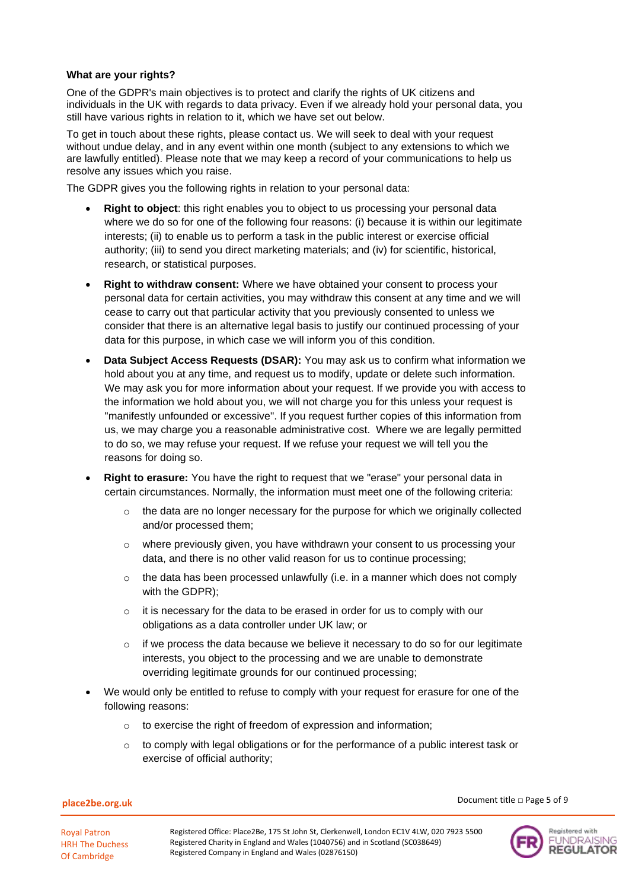**What are your rights?**

One of the GDPR's main objectives is to protect and clarify the rights of UK citizens and individuals in the UK with regards to data privacy. Even if we already hold your personal data, you still have various rights in relation to it, which we have set out below.

To get in touch about these rights, please contact us. We will seek to deal with your request without undue delay, and in any event within one month (subject to any extensions to which we are lawfully entitled). Please note that we may keep a record of your communications to help us resolve any issues which you raise.

The GDPR gives you the following rights in relation to your personal data:

- **Right to object**: this right enables you to object to us processing your personal data where we do so for one of the following four reasons: (i) because it is within our legitimate interests; (ii) to enable us to perform a task in the public interest or exercise official authority; (iii) to send you direct marketing materials; and (iv) for scientific, historical, research, or statistical purposes.
- **Right to withdraw consent:** Where we have obtained your consent to process your personal data for certain activities, you may withdraw this consent at any time and we will cease to carry out that particular activity that you previously consented to unless we consider that there is an alternative legal basis to justify our continued processing of your data for this purpose, in which case we will inform you of this condition.
- **Data Subject Access Requests (DSAR):** You may ask us to confirm what information we hold about you at any time, and request us to modify, update or delete such information. We may ask you for more information about your request. If we provide you with access to the information we hold about you, we will not charge you for this unless your request is "manifestly unfounded or excessive". If you request further copies of this information from us, we may charge you a reasonable administrative cost. Where we are legally permitted to do so, we may refuse your request. If we refuse your request we will tell you the reasons for doing so.
- **Right to erasure:** You have the right to request that we "erase" your personal data in certain circumstances. Normally, the information must meet one of the following criteria:
  - the data are no longer necessary for the purpose for which we originally collected and/or processed them;
  - where previously given, you have withdrawn your consent to us processing your data, and there is no other valid reason for us to continue processing;
  - the data has been processed unlawfully (i.e. in a manner which does not comply with the GDPR);
  - it is necessary for the data to be erased in order for us to comply with our obligations as a data controller under UK law; or
  - if we process the data because we believe it necessary to do so for our legitimate interests, you object to the processing and we are unable to demonstrate overriding legitimate grounds for our continued processing;
- We would only be entitled to refuse to comply with your request for erasure for one of the following reasons:
  - to exercise the right of freedom of expression and information;
  - to comply with legal obligations or for the performance of a public interest task or exercise of official authority;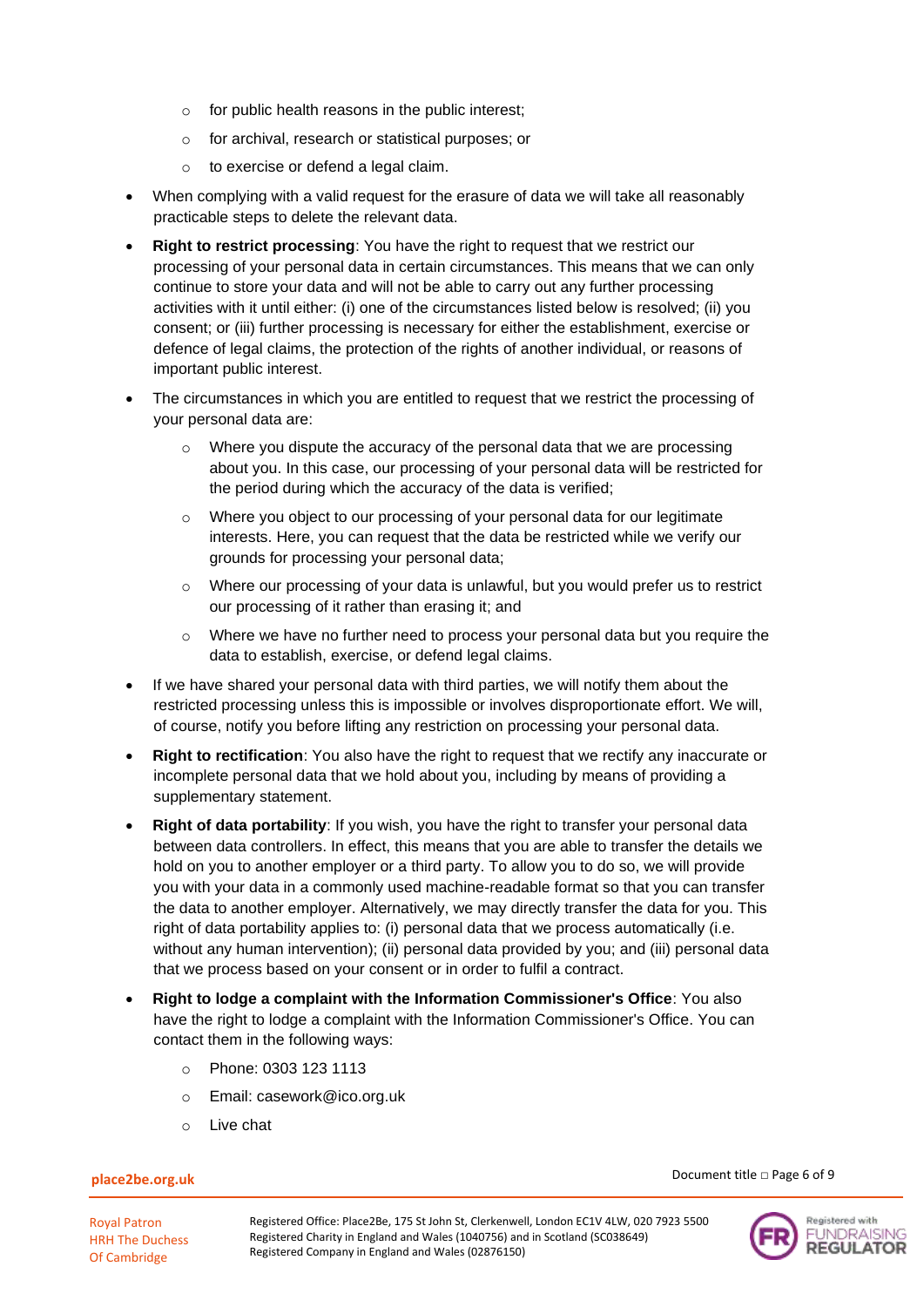- for public health reasons in the public interest;
    - for archival, research or statistical purposes; or
    - to exercise or defend a legal claim.
- When complying with a valid request for the erasure of data we will take all reasonably practicable steps to delete the relevant data.
- **Right to restrict processing**: You have the right to request that we restrict our processing of your personal data in certain circumstances. This means that we can only continue to store your data and will not be able to carry out any further processing activities with it until either: (i) one of the circumstances listed below is resolved; (ii) you consent; or (iii) further processing is necessary for either the establishment, exercise or defence of legal claims, the protection of the rights of another individual, or reasons of important public interest.
- The circumstances in which you are entitled to request that we restrict the processing of your personal data are:
    - Where you dispute the accuracy of the personal data that we are processing about you. In this case, our processing of your personal data will be restricted for the period during which the accuracy of the data is verified;
    - Where you object to our processing of your personal data for our legitimate interests. Here, you can request that the data be restricted while we verify our grounds for processing your personal data;
    - Where our processing of your data is unlawful, but you would prefer us to restrict our processing of it rather than erasing it; and
    - Where we have no further need to process your personal data but you require the data to establish, exercise, or defend legal claims.
- If we have shared your personal data with third parties, we will notify them about the restricted processing unless this is impossible or involves disproportionate effort. We will, of course, notify you before lifting any restriction on processing your personal data.
- **Right to rectification**: You also have the right to request that we rectify any inaccurate or incomplete personal data that we hold about you, including by means of providing a supplementary statement.
- **Right of data portability**: If you wish, you have the right to transfer your personal data between data controllers. In effect, this means that you are able to transfer the details we hold on you to another employer or a third party. To allow you to do so, we will provide you with your data in a commonly used machine-readable format so that you can transfer the data to another employer. Alternatively, we may directly transfer the data for you. This right of data portability applies to: (i) personal data that we process automatically (i.e. without any human intervention); (ii) personal data provided by you; and (iii) personal data that we process based on your consent or in order to fulfil a contract.
- **Right to lodge a complaint with the Information Commissioner's Office**: You also have the right to lodge a complaint with the Information Commissioner's Office. You can contact them in the following ways:
    - Phone: 0303 123 1113
    - Email: casework@ico.org.uk
    - Live chat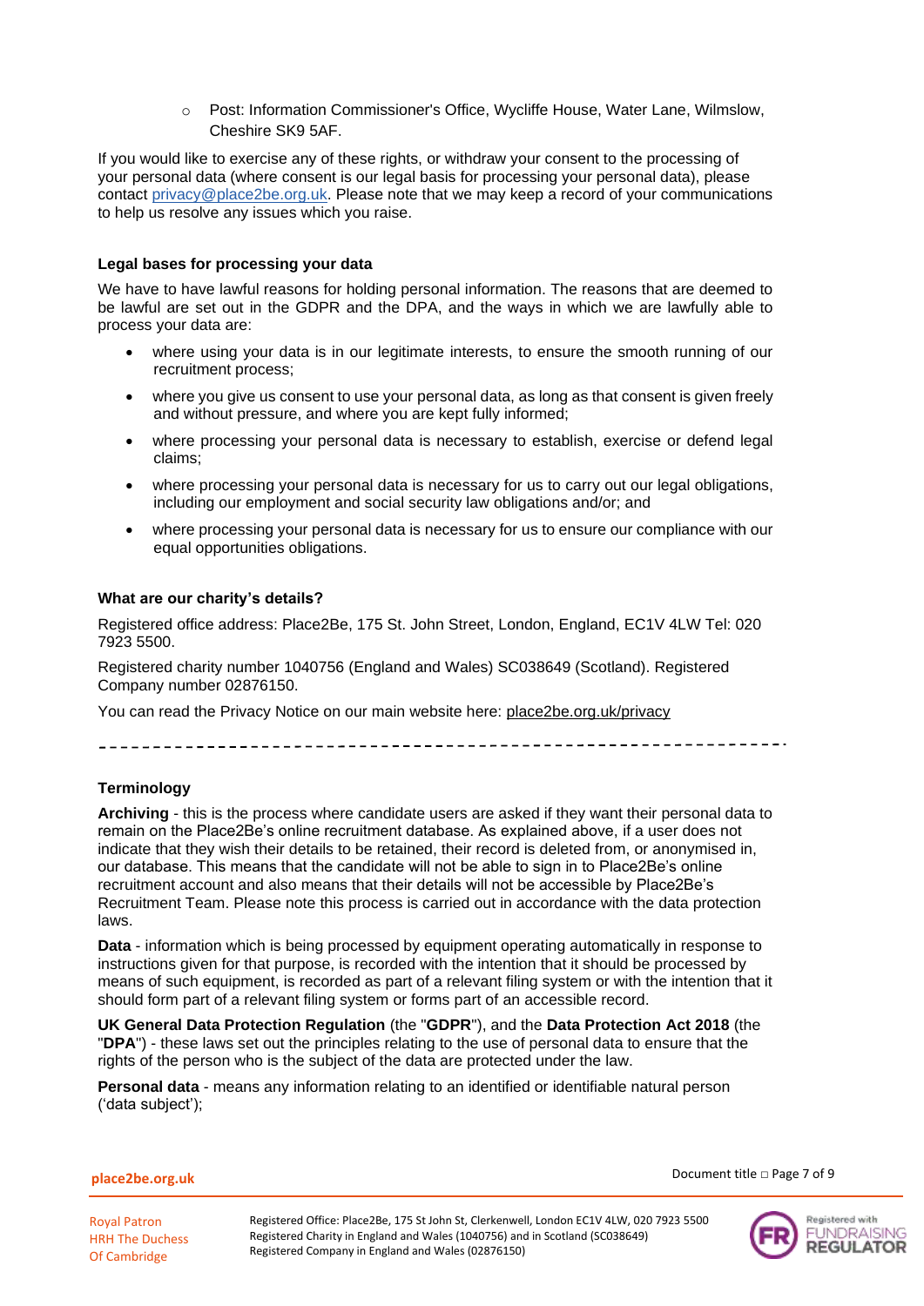- Post: Information Commissioner's Office, Wycliffe House, Water Lane, Wilmslow, Cheshire SK9 5AF.

If you would like to exercise any of these rights, or withdraw your consent to the processing of your personal data (where consent is our legal basis for processing your personal data), please contact privacy@place2be.org.uk. Please note that we may keep a record of your communications to help us resolve any issues which you raise.

#### Legal bases for processing your data

We have to have lawful reasons for holding personal information. The reasons that are deemed to be lawful are set out in the GDPR and the DPA, and the ways in which we are lawfully able to process your data are:

- where using your data is in our legitimate interests, to ensure the smooth running of our recruitment process;
- where you give us consent to use your personal data, as long as that consent is given freely and without pressure, and where you are kept fully informed;
- where processing your personal data is necessary to establish, exercise or defend legal claims;
- where processing your personal data is necessary for us to carry out our legal obligations, including our employment and social security law obligations and/or; and
- where processing your personal data is necessary for us to ensure our compliance with our equal opportunities obligations.

#### What are our charity's details?

Registered office address: Place2Be, 175 St. John Street, London, England, EC1V 4LW Tel: 020 7923 5500.

Registered charity number 1040756 (England and Wales) SC038649 (Scotland). Registered Company number 02876150.

You can read the Privacy Notice on our main website here: place2be.org.uk/privacy

---

#### Terminology

**Archiving** - this is the process where candidate users are asked if they want their personal data to remain on the Place2Be's online recruitment database. As explained above, if a user does not indicate that they wish their details to be retained, their record is deleted from, or anonymised in, our database. This means that the candidate will not be able to sign in to Place2Be's online recruitment account and also means that their details will not be accessible by Place2Be's Recruitment Team. Please note this process is carried out in accordance with the data protection laws.

**Data** - information which is being processed by equipment operating automatically in response to instructions given for that purpose, is recorded with the intention that it should be processed by means of such equipment, is recorded as part of a relevant filing system or with the intention that it should form part of a relevant filing system or forms part of an accessible record.

**UK General Data Protection Regulation** (the "**GDPR**"), and the **Data Protection Act 2018** (the "**DPA**") - these laws set out the principles relating to the use of personal data to ensure that the rights of the person who is the subject of the data are protected under the law.

**Personal data** - means any information relating to an identified or identifiable natural person ('data subject');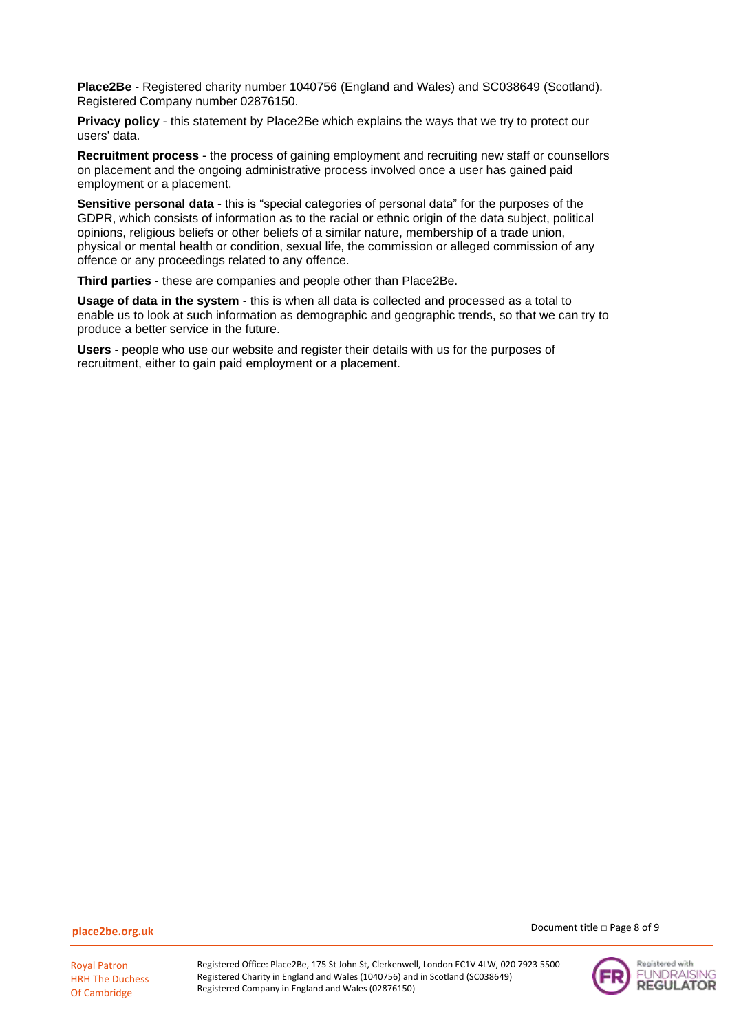**Place2Be** - Registered charity number 1040756 (England and Wales) and SC038649 (Scotland). Registered Company number 02876150.

**Privacy policy** - this statement by Place2Be which explains the ways that we try to protect our users' data.

**Recruitment process** - the process of gaining employment and recruiting new staff or counsellors on placement and the ongoing administrative process involved once a user has gained paid employment or a placement.

**Sensitive personal data** - this is "special categories of personal data" for the purposes of the GDPR, which consists of information as to the racial or ethnic origin of the data subject, political opinions, religious beliefs or other beliefs of a similar nature, membership of a trade union, physical or mental health or condition, sexual life, the commission or alleged commission of any offence or any proceedings related to any offence.

**Third parties** - these are companies and people other than Place2Be.

**Usage of data in the system** - this is when all data is collected and processed as a total to enable us to look at such information as demographic and geographic trends, so that we can try to produce a better service in the future.

**Users** - people who use our website and register their details with us for the purposes of recruitment, either to gain paid employment or a placement.